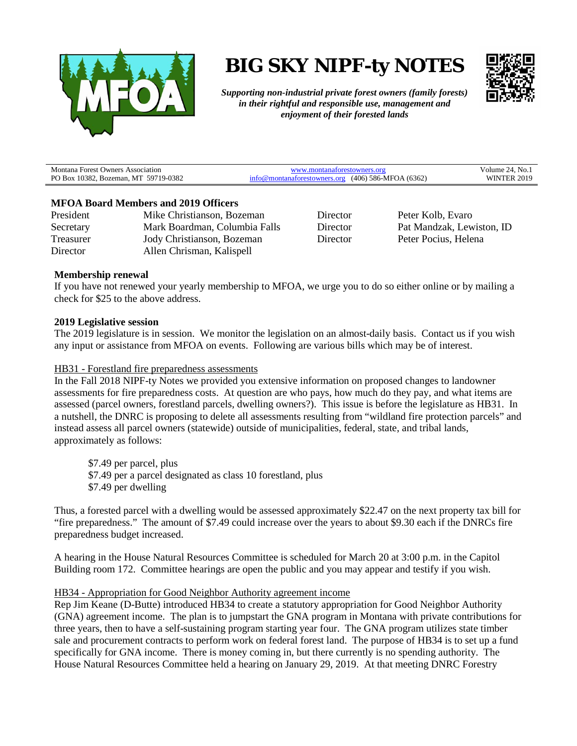# BIG SKY NIPF-ty NOTES

***Supporting non-industrial private forest owners (family forests) in their rightful and responsible use, management and enjoyment of their forested lands***

| Montana Forest Owners Association<br>PO Box 10382, Bozeman, MT 59719-0382 | www.montanaforestowners.org<br>info@montanaforestowners.org (406) 586-MFOA (6362) | Volume 24, No.1<br>WINTER 2019 |
|---|---|---|

### MFOA Board Members and 2019 Officers

| | | | |
|---|---|---|---|
| President | Mike Christianson, Bozeman | Director | Peter Kolb, Evaro |
| Secretary | Mark Boardman, Columbia Falls | Director | Pat Mandzak, Lewiston, ID |
| Treasurer | Jody Christianson, Bozeman | Director | Peter Pocius, Helena |
| Director | Allen Chrisman, Kalispell | | |

**Membership renewal**

If you have not renewed your yearly membership to MFOA, we urge you to do so either online or by mailing a check for $25 to the above address.

**2019 Legislative session**

The 2019 legislature is in session. We monitor the legislation on an almost-daily basis. Contact us if you wish any input or assistance from MFOA on events. Following are various bills which may be of interest.

<u>HB31 - Forestland fire preparedness assessments</u>

In the Fall 2018 NIPF-ty Notes we provided you extensive information on proposed changes to landowner assessments for fire preparedness costs. At question are who pays, how much do they pay, and what items are assessed (parcel owners, forestland parcels, dwelling owners?). This issue is before the legislature as HB31. In a nutshell, the DNRC is proposing to delete all assessments resulting from "wildland fire protection parcels" and instead assess all parcel owners (statewide) outside of municipalities, federal, state, and tribal lands, approximately as follows:

> $7.49 per parcel, plus
> $7.49 per a parcel designated as class 10 forestland, plus
> $7.49 per dwelling

Thus, a forested parcel with a dwelling would be assessed approximately $22.47 on the next property tax bill for "fire preparedness." The amount of $7.49 could increase over the years to about $9.30 each if the DNRCs fire preparedness budget increased.

A hearing in the House Natural Resources Committee is scheduled for March 20 at 3:00 p.m. in the Capitol Building room 172. Committee hearings are open the public and you may appear and testify if you wish.

<u>HB34 - Appropriation for Good Neighbor Authority agreement income</u>

Rep Jim Keane (D-Butte) introduced HB34 to create a statutory appropriation for Good Neighbor Authority (GNA) agreement income. The plan is to jumpstart the GNA program in Montana with private contributions for three years, then to have a self-sustaining program starting year four. The GNA program utilizes state timber sale and procurement contracts to perform work on federal forest land. The purpose of HB34 is to set up a fund specifically for GNA income. There is money coming in, but there currently is no spending authority. The House Natural Resources Committee held a hearing on January 29, 2019. At that meeting DNRC Forestry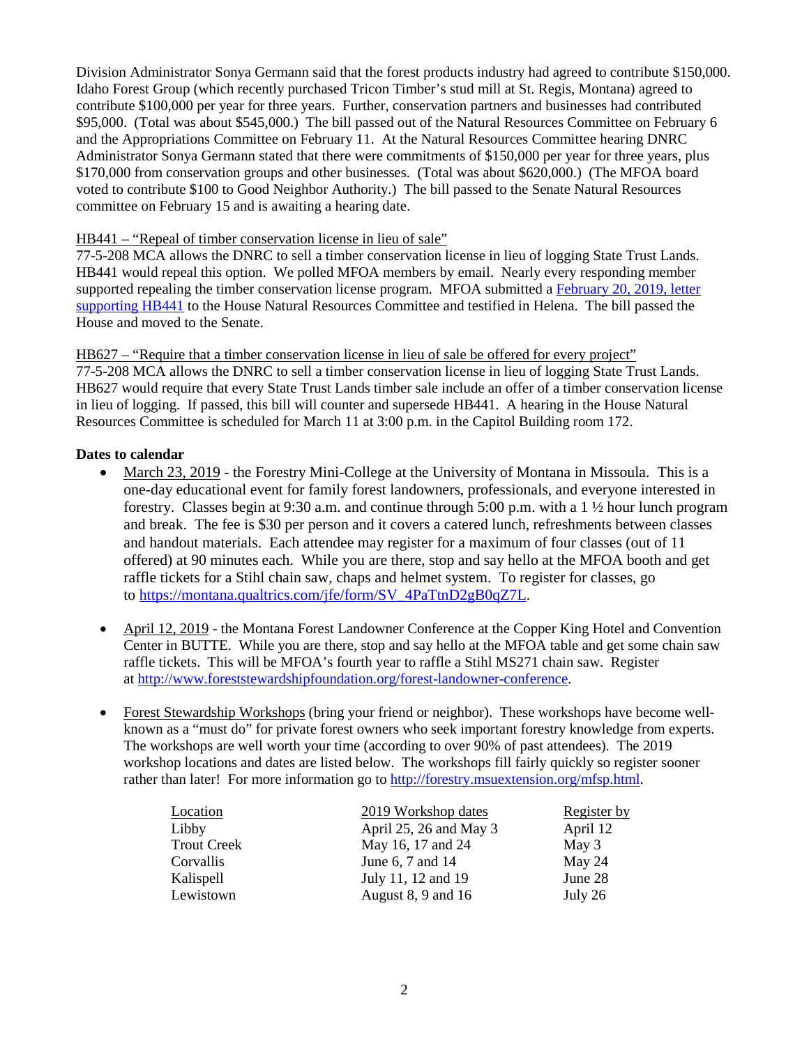Division Administrator Sonya Germann said that the forest products industry had agreed to contribute $150,000. Idaho Forest Group (which recently purchased Tricon Timber's stud mill at St. Regis, Montana) agreed to contribute $100,000 per year for three years. Further, conservation partners and businesses had contributed $95,000. (Total was about $545,000.) The bill passed out of the Natural Resources Committee on February 6 and the Appropriations Committee on February 11. At the Natural Resources Committee hearing DNRC Administrator Sonya Germann stated that there were commitments of $150,000 per year for three years, plus $170,000 from conservation groups and other businesses. (Total was about $620,000.) (The MFOA board voted to contribute $100 to Good Neighbor Authority.) The bill passed to the Senate Natural Resources committee on February 15 and is awaiting a hearing date.

HB441 – "Repeal of timber conservation license in lieu of sale"
77-5-208 MCA allows the DNRC to sell a timber conservation license in lieu of logging State Trust Lands. HB441 would repeal this option. We polled MFOA members by email. Nearly every responding member supported repealing the timber conservation license program. MFOA submitted a [February 20, 2019, letter supporting HB441]() to the House Natural Resources Committee and testified in Helena. The bill passed the House and moved to the Senate.

HB627 – "Require that a timber conservation license in lieu of sale be offered for every project"
77-5-208 MCA allows the DNRC to sell a timber conservation license in lieu of logging State Trust Lands. HB627 would require that every State Trust Lands timber sale include an offer of a timber conservation license in lieu of logging. If passed, this bill will counter and supersede HB441. A hearing in the House Natural Resources Committee is scheduled for March 11 at 3:00 p.m. in the Capitol Building room 172.

**Dates to calendar**

- March 23, 2019 - the Forestry Mini-College at the University of Montana in Missoula. This is a one-day educational event for family forest landowners, professionals, and everyone interested in forestry. Classes begin at 9:30 a.m. and continue through 5:00 p.m. with a 1 ½ hour lunch program and break. The fee is $30 per person and it covers a catered lunch, refreshments between classes and handout materials. Each attendee may register for a maximum of four classes (out of 11 offered) at 90 minutes each. While you are there, stop and say hello at the MFOA booth and get raffle tickets for a Stihl chain saw, chaps and helmet system. To register for classes, go to https://montana.qualtrics.com/jfe/form/SV_4PaTtnD2gB0qZ7L.

- April 12, 2019 - the Montana Forest Landowner Conference at the Copper King Hotel and Convention Center in BUTTE. While you are there, stop and say hello at the MFOA table and get some chain saw raffle tickets. This will be MFOA's fourth year to raffle a Stihl MS271 chain saw. Register at http://www.foreststewardshipfoundation.org/forest-landowner-conference.

- Forest Stewardship Workshops (bring your friend or neighbor). These workshops have become well-known as a "must do" for private forest owners who seek important forestry knowledge from experts. The workshops are well worth your time (according to over 90% of past attendees). The 2019 workshop locations and dates are listed below. The workshops fill fairly quickly so register sooner rather than later! For more information go to http://forestry.msuextension.org/mfsp.html.

| Location | 2019 Workshop dates | Register by |
|---|---|---|
| Libby | April 25, 26 and May 3 | April 12 |
| Trout Creek | May 16, 17 and 24 | May 3 |
| Corvallis | June 6, 7 and 14 | May 24 |
| Kalispell | July 11, 12 and 19 | June 28 |
| Lewistown | August 8, 9 and 16 | July 26 |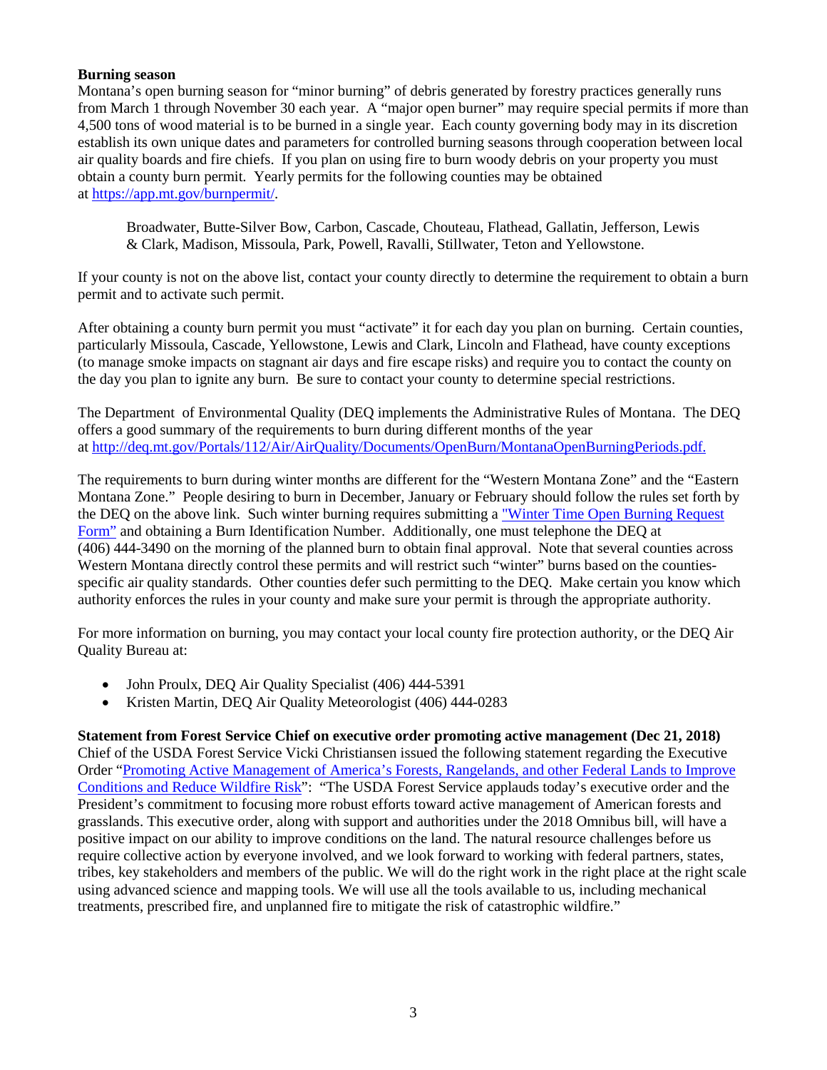**Burning season**

Montana's open burning season for "minor burning" of debris generated by forestry practices generally runs from March 1 through November 30 each year. A "major open burner" may require special permits if more than 4,500 tons of wood material is to be burned in a single year. Each county governing body may in its discretion establish its own unique dates and parameters for controlled burning seasons through cooperation between local air quality boards and fire chiefs. If you plan on using fire to burn woody debris on your property you must obtain a county burn permit. Yearly permits for the following counties may be obtained at [https://app.mt.gov/burnpermit/](https://app.mt.gov/burnpermit/).

> Broadwater, Butte-Silver Bow, Carbon, Cascade, Chouteau, Flathead, Gallatin, Jefferson, Lewis & Clark, Madison, Missoula, Park, Powell, Ravalli, Stillwater, Teton and Yellowstone.

If your county is not on the above list, contact your county directly to determine the requirement to obtain a burn permit and to activate such permit.

After obtaining a county burn permit you must "activate" it for each day you plan on burning. Certain counties, particularly Missoula, Cascade, Yellowstone, Lewis and Clark, Lincoln and Flathead, have county exceptions (to manage smoke impacts on stagnant air days and fire escape risks) and require you to contact the county on the day you plan to ignite any burn. Be sure to contact your county to determine special restrictions.

The Department of Environmental Quality (DEQ implements the Administrative Rules of Montana. The DEQ offers a good summary of the requirements to burn during different months of the year at [http://deq.mt.gov/Portals/112/Air/AirQuality/Documents/OpenBurn/MontanaOpenBurningPeriods.pdf.](http://deq.mt.gov/Portals/112/Air/AirQuality/Documents/OpenBurn/MontanaOpenBurningPeriods.pdf)

The requirements to burn during winter months are different for the "Western Montana Zone" and the "Eastern Montana Zone." People desiring to burn in December, January or February should follow the rules set forth by the DEQ on the above link. Such winter burning requires submitting a ["Winter Time Open Burning Request Form"]() and obtaining a Burn Identification Number. Additionally, one must telephone the DEQ at (406) 444-3490 on the morning of the planned burn to obtain final approval. Note that several counties across Western Montana directly control these permits and will restrict such "winter" burns based on the counties-specific air quality standards. Other counties defer such permitting to the DEQ. Make certain you know which authority enforces the rules in your county and make sure your permit is through the appropriate authority.

For more information on burning, you may contact your local county fire protection authority, or the DEQ Air Quality Bureau at:

- John Proulx, DEQ Air Quality Specialist (406) 444-5391
- Kristen Martin, DEQ Air Quality Meteorologist (406) 444-0283

**Statement from Forest Service Chief on executive order promoting active management (Dec 21, 2018)**

Chief of the USDA Forest Service Vicki Christiansen issued the following statement regarding the Executive Order "[Promoting Active Management of America's Forests, Rangelands, and other Federal Lands to Improve Conditions and Reduce Wildfire Risk]()": "The USDA Forest Service applauds today's executive order and the President's commitment to focusing more robust efforts toward active management of American forests and grasslands. This executive order, along with support and authorities under the 2018 Omnibus bill, will have a positive impact on our ability to improve conditions on the land. The natural resource challenges before us require collective action by everyone involved, and we look forward to working with federal partners, states, tribes, key stakeholders and members of the public. We will do the right work in the right place at the right scale using advanced science and mapping tools. We will use all the tools available to us, including mechanical treatments, prescribed fire, and unplanned fire to mitigate the risk of catastrophic wildfire."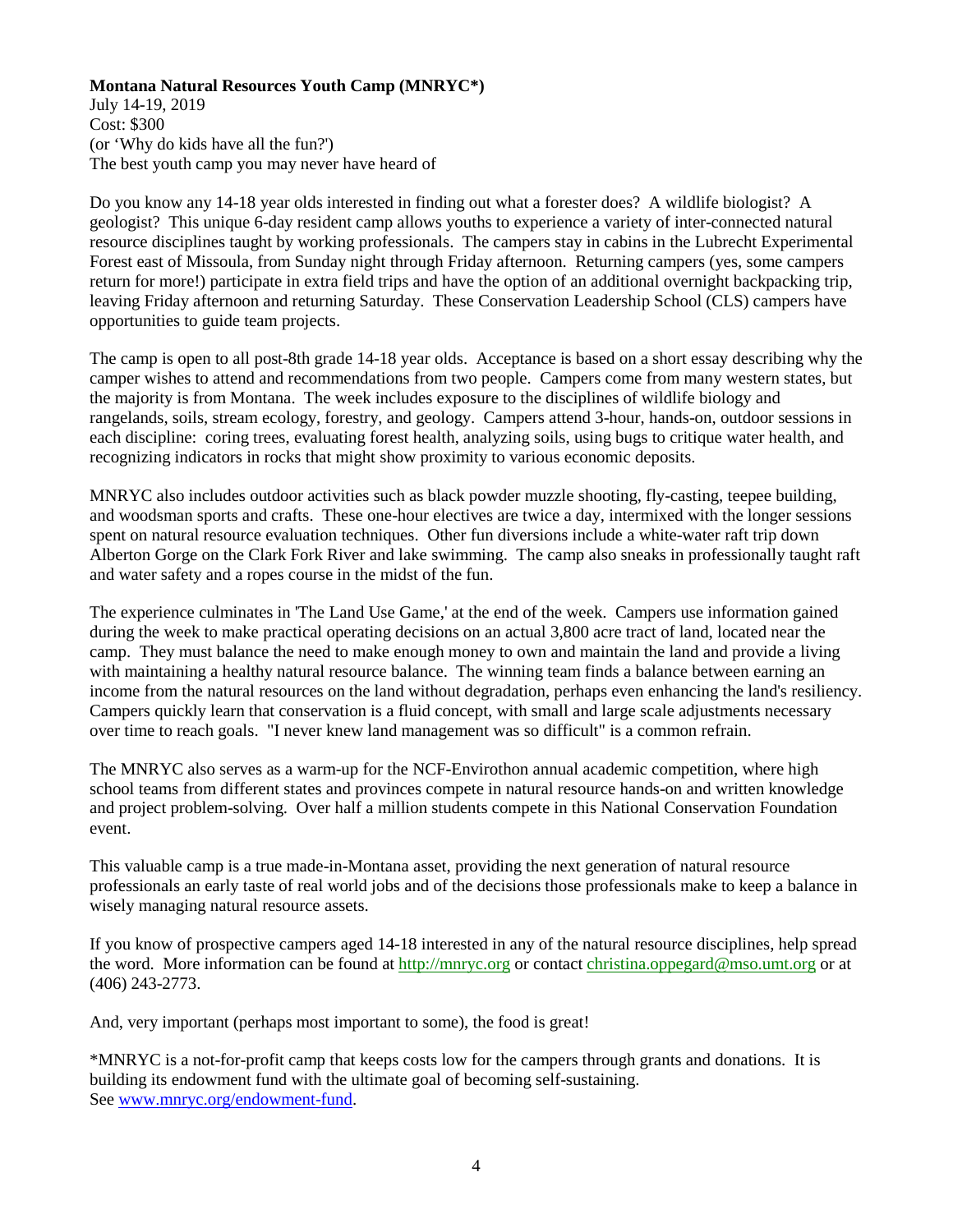**Montana Natural Resources Youth Camp (MNRYC*)**
July 14-19, 2019
Cost: $300
(or 'Why do kids have all the fun?')
The best youth camp you may never have heard of

Do you know any 14-18 year olds interested in finding out what a forester does? A wildlife biologist? A geologist? This unique 6-day resident camp allows youths to experience a variety of inter-connected natural resource disciplines taught by working professionals. The campers stay in cabins in the Lubrecht Experimental Forest east of Missoula, from Sunday night through Friday afternoon. Returning campers (yes, some campers return for more!) participate in extra field trips and have the option of an additional overnight backpacking trip, leaving Friday afternoon and returning Saturday. These Conservation Leadership School (CLS) campers have opportunities to guide team projects.

The camp is open to all post-8th grade 14-18 year olds. Acceptance is based on a short essay describing why the camper wishes to attend and recommendations from two people. Campers come from many western states, but the majority is from Montana. The week includes exposure to the disciplines of wildlife biology and rangelands, soils, stream ecology, forestry, and geology. Campers attend 3-hour, hands-on, outdoor sessions in each discipline: coring trees, evaluating forest health, analyzing soils, using bugs to critique water health, and recognizing indicators in rocks that might show proximity to various economic deposits.

MNRYC also includes outdoor activities such as black powder muzzle shooting, fly-casting, teepee building, and woodsman sports and crafts. These one-hour electives are twice a day, intermixed with the longer sessions spent on natural resource evaluation techniques. Other fun diversions include a white-water raft trip down Alberton Gorge on the Clark Fork River and lake swimming. The camp also sneaks in professionally taught raft and water safety and a ropes course in the midst of the fun.

The experience culminates in 'The Land Use Game,' at the end of the week. Campers use information gained during the week to make practical operating decisions on an actual 3,800 acre tract of land, located near the camp. They must balance the need to make enough money to own and maintain the land and provide a living with maintaining a healthy natural resource balance. The winning team finds a balance between earning an income from the natural resources on the land without degradation, perhaps even enhancing the land's resiliency. Campers quickly learn that conservation is a fluid concept, with small and large scale adjustments necessary over time to reach goals. "I never knew land management was so difficult" is a common refrain.

The MNRYC also serves as a warm-up for the NCF-Envirothon annual academic competition, where high school teams from different states and provinces compete in natural resource hands-on and written knowledge and project problem-solving. Over half a million students compete in this National Conservation Foundation event.

This valuable camp is a true made-in-Montana asset, providing the next generation of natural resource professionals an early taste of real world jobs and of the decisions those professionals make to keep a balance in wisely managing natural resource assets.

If you know of prospective campers aged 14-18 interested in any of the natural resource disciplines, help spread the word. More information can be found at http://mnryc.org or contact christina.oppegard@mso.umt.org or at (406) 243-2773.

And, very important (perhaps most important to some), the food is great!

*MNRYC is a not-for-profit camp that keeps costs low for the campers through grants and donations. It is building its endowment fund with the ultimate goal of becoming self-sustaining.
See www.mnryc.org/endowment-fund.